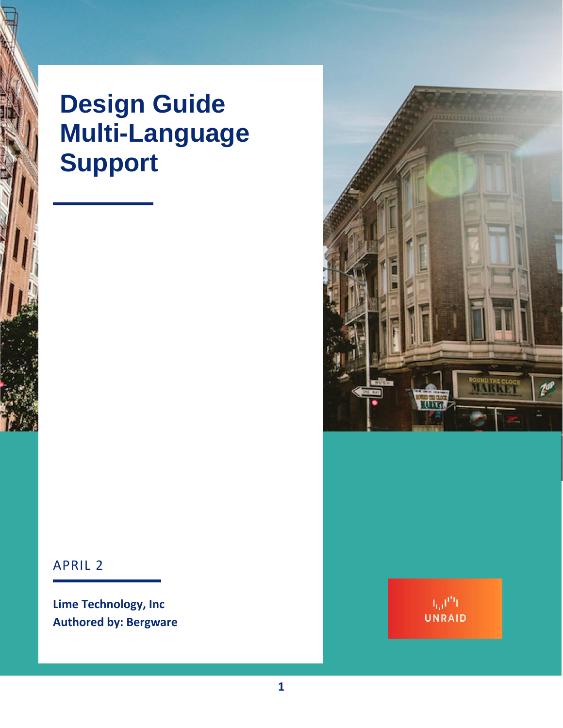# Design Guide Multi-Language Support

APRIL 2

**Lime Technology, Inc**
**Authored by: Bergware**

UNRAID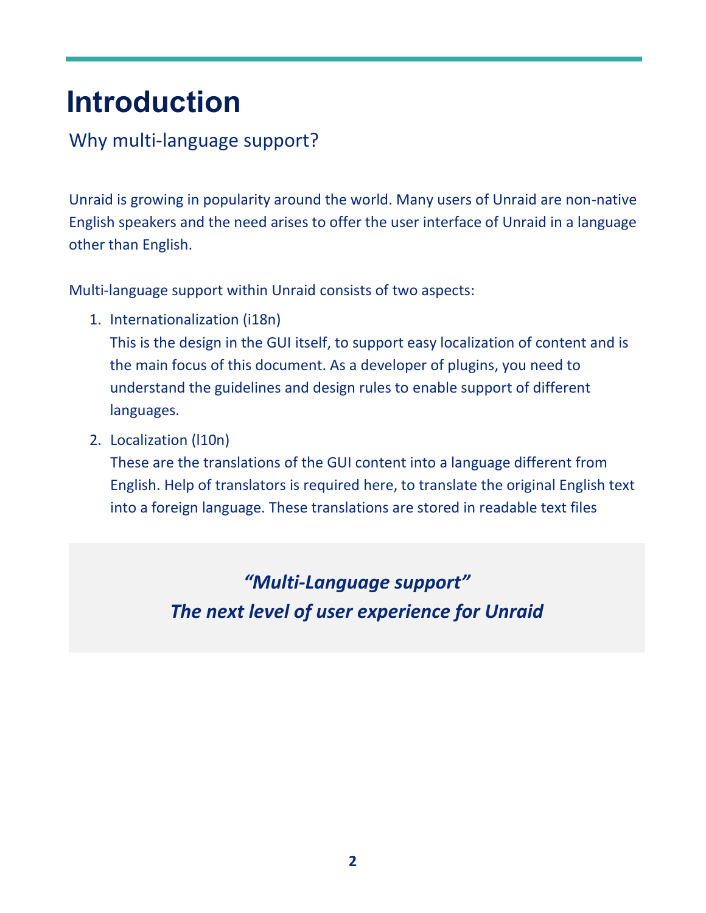# Introduction

## Why multi-language support?

Unraid is growing in popularity around the world. Many users of Unraid are non-native English speakers and the need arises to offer the user interface of Unraid in a language other than English.

Multi-language support within Unraid consists of two aspects:

1. Internationalization (i18n)
   This is the design in the GUI itself, to support easy localization of content and is the main focus of this document. As a developer of plugins, you need to understand the guidelines and design rules to enable support of different languages.

2. Localization (l10n)
   These are the translations of the GUI content into a language different from English. Help of translators is required here, to translate the original English text into a foreign language. These translations are stored in readable text files

> ***"Multi-Language support"***
> ***The next level of user experience for Unraid***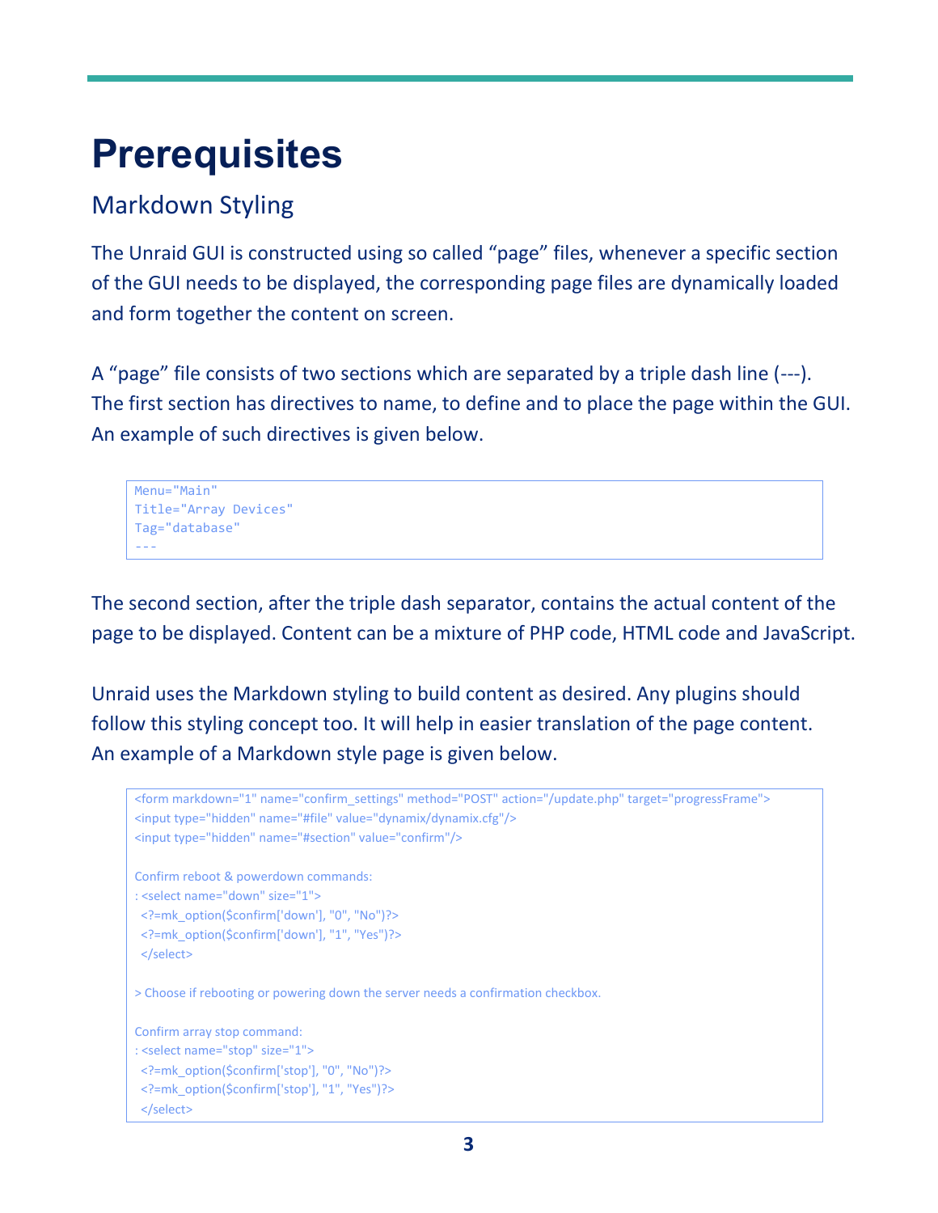# Prerequisites

## Markdown Styling

The Unraid GUI is constructed using so called "page" files, whenever a specific section of the GUI needs to be displayed, the corresponding page files are dynamically loaded and form together the content on screen.

A "page" file consists of two sections which are separated by a triple dash line (---). The first section has directives to name, to define and to place the page within the GUI. An example of such directives is given below.

```
Menu="Main"
Title="Array Devices"
Tag="database"
---
```

The second section, after the triple dash separator, contains the actual content of the page to be displayed. Content can be a mixture of PHP code, HTML code and JavaScript.

Unraid uses the Markdown styling to build content as desired. Any plugins should follow this styling concept too. It will help in easier translation of the page content. An example of a Markdown style page is given below.

```
<form markdown="1" name="confirm_settings" method="POST" action="/update.php" target="progressFrame">
<input type="hidden" name="#file" value="dynamix/dynamix.cfg"/>
<input type="hidden" name="#section" value="confirm"/>

Confirm reboot & powerdown commands:
: <select name="down" size="1">
  <?=mk_option($confirm['down'], "0", "No")?>
  <?=mk_option($confirm['down'], "1", "Yes")?>
  </select>

> Choose if rebooting or powering down the server needs a confirmation checkbox.

Confirm array stop command:
: <select name="stop" size="1">
  <?=mk_option($confirm['stop'], "0", "No")?>
  <?=mk_option($confirm['stop'], "1", "Yes")?>
  </select>
```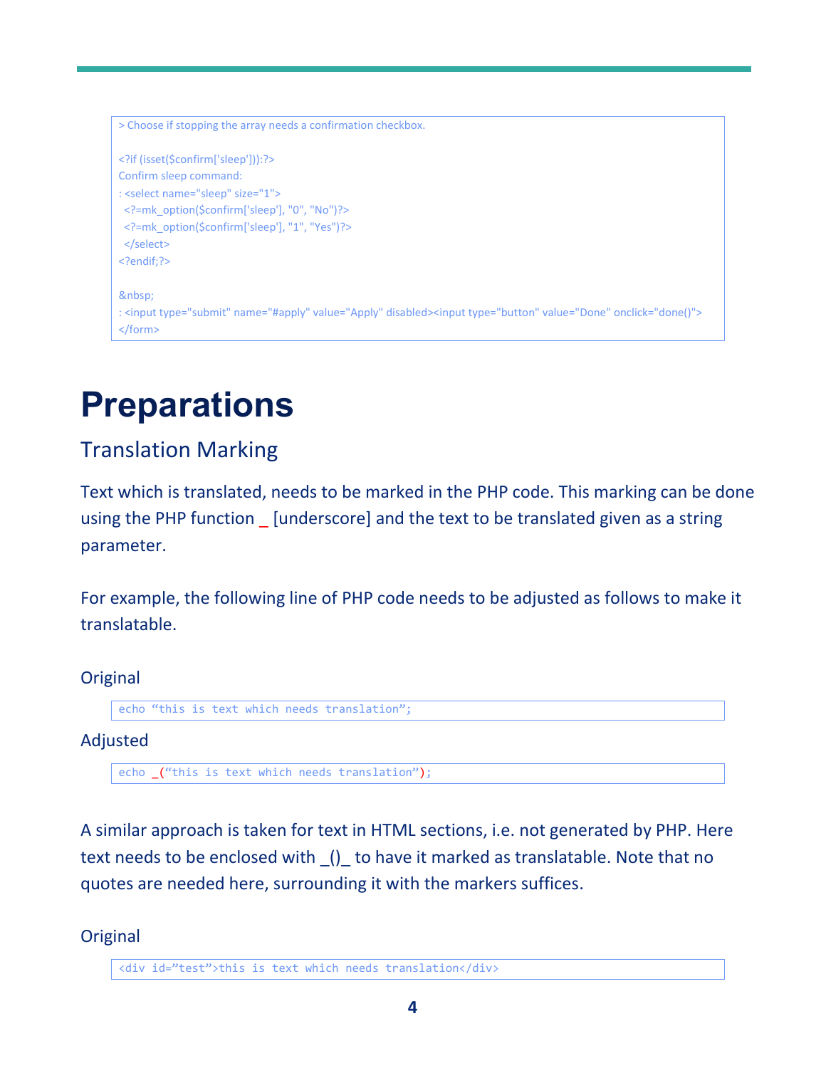```
> Choose if stopping the array needs a confirmation checkbox.

<?if (isset($confirm['sleep'])):?>
Confirm sleep command:
: <select name="sleep" size="1">
  <?=mk_option($confirm['sleep'], "0", "No")?>
  <?=mk_option($confirm['sleep'], "1", "Yes")?>
  </select>
<?endif;?>

&nbsp;
: <input type="submit" name="#apply" value="Apply" disabled><input type="button" value="Done" onclick="done()">
</form>
```

# Preparations

## Translation Marking

Text which is translated, needs to be marked in the PHP code. This marking can be done using the PHP function _ [underscore] and the text to be translated given as a string parameter.

For example, the following line of PHP code needs to be adjusted as follows to make it translatable.

### Original

```
echo “this is text which needs translation”;
```

### Adjusted

```
echo _(“this is text which needs translation”);
```

A similar approach is taken for text in HTML sections, i.e. not generated by PHP. Here text needs to be enclosed with _()_ to have it marked as translatable. Note that no quotes are needed here, surrounding it with the markers suffices.

### Original

```
<div id=”test”>this is text which needs translation</div>
```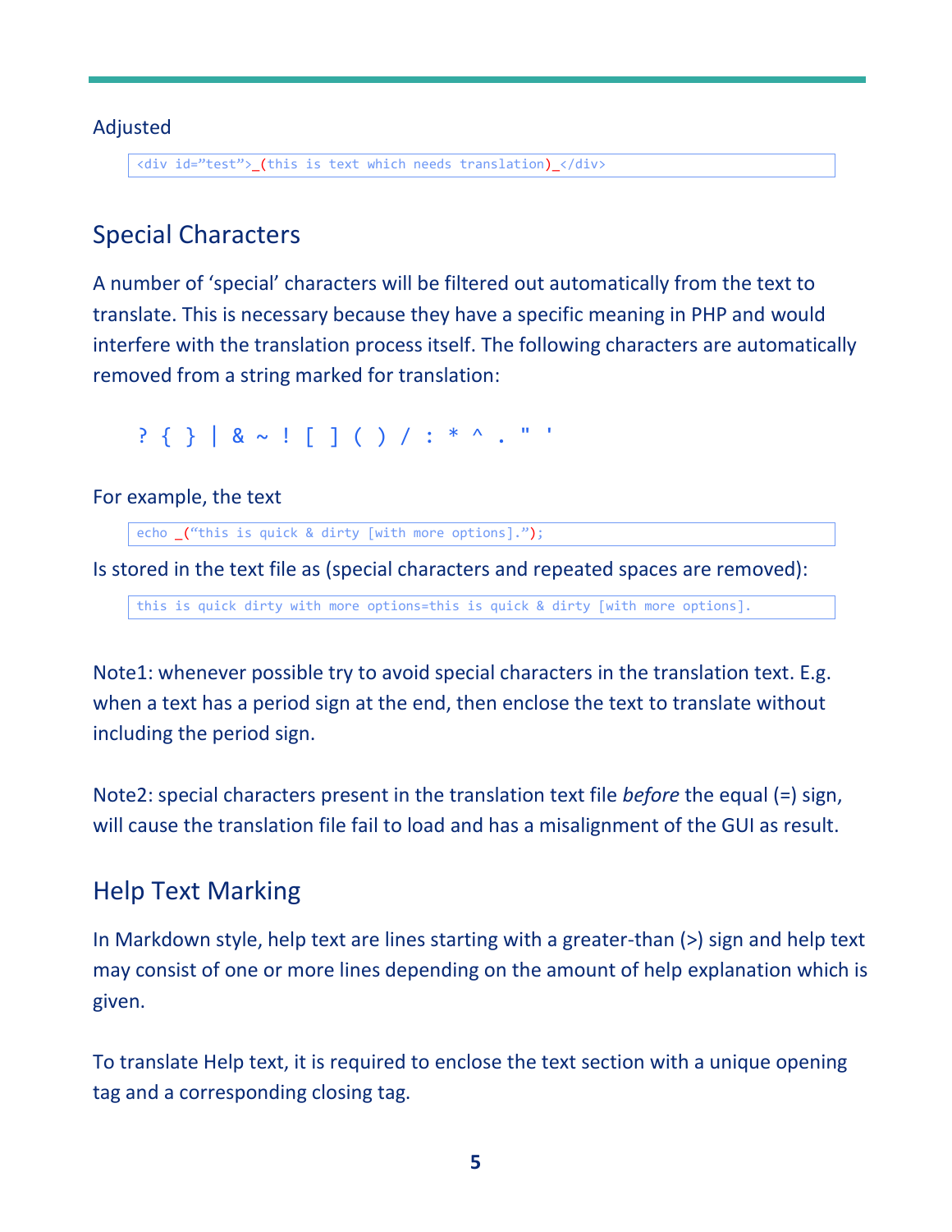Adjusted

```
<div id=”test”>_(this is text which needs translation)_</div>
```

## Special Characters

A number of ‘special’ characters will be filtered out automatically from the text to translate. This is necessary because they have a specific meaning in PHP and would interfere with the translation process itself. The following characters are automatically removed from a string marked for translation:

```
? { } | & ~ ! [ ] ( ) / : * ^ . " '
```

For example, the text

```
echo _(“this is quick & dirty [with more options].”);
```

Is stored in the text file as (special characters and repeated spaces are removed):

```
this is quick dirty with more options=this is quick & dirty [with more options].
```

Note1: whenever possible try to avoid special characters in the translation text. E.g. when a text has a period sign at the end, then enclose the text to translate without including the period sign.

Note2: special characters present in the translation text file *before* the equal (=) sign, will cause the translation file fail to load and has a misalignment of the GUI as result.

## Help Text Marking

In Markdown style, help text are lines starting with a greater-than (>) sign and help text may consist of one or more lines depending on the amount of help explanation which is given.

To translate Help text, it is required to enclose the text section with a unique opening tag and a corresponding closing tag.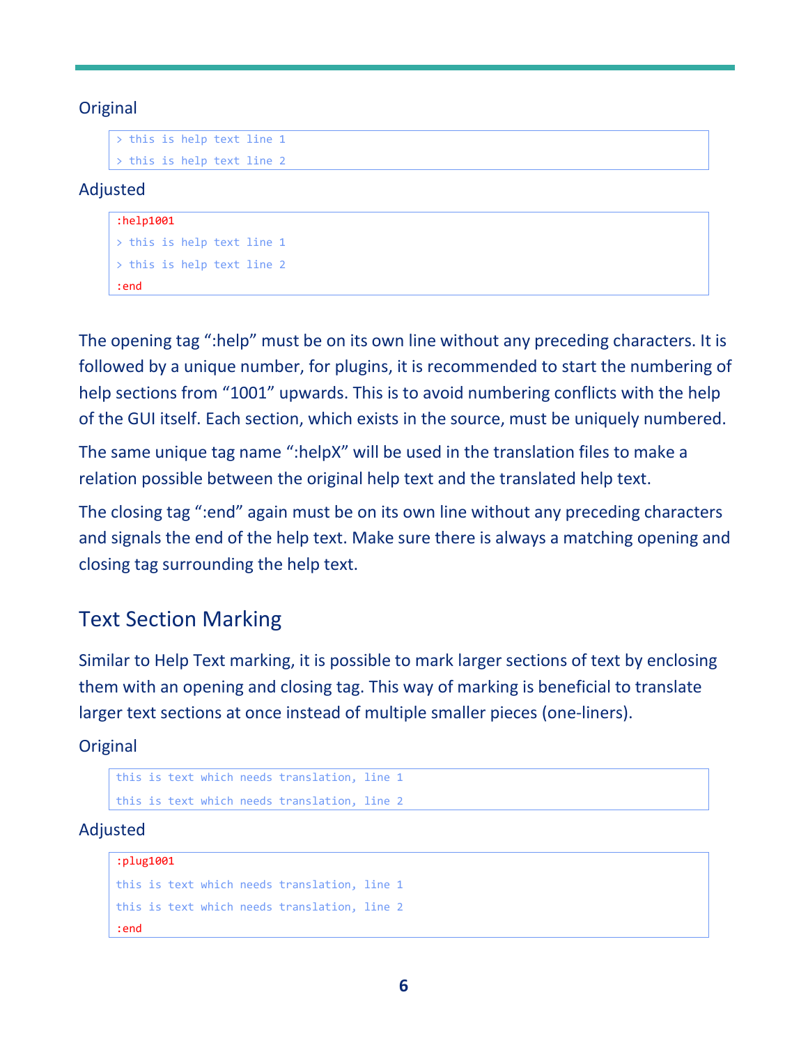Original

```
> this is help text line 1
> this is help text line 2
```

Adjusted

```
:help1001
> this is help text line 1
> this is help text line 2
:end
```

The opening tag “:help” must be on its own line without any preceding characters. It is followed by a unique number, for plugins, it is recommended to start the numbering of help sections from “1001” upwards. This is to avoid numbering conflicts with the help of the GUI itself. Each section, which exists in the source, must be uniquely numbered.

The same unique tag name “:helpX” will be used in the translation files to make a relation possible between the original help text and the translated help text.

The closing tag “:end” again must be on its own line without any preceding characters and signals the end of the help text. Make sure there is always a matching opening and closing tag surrounding the help text.

## Text Section Marking

Similar to Help Text marking, it is possible to mark larger sections of text by enclosing them with an opening and closing tag. This way of marking is beneficial to translate larger text sections at once instead of multiple smaller pieces (one-liners).

Original

```
this is text which needs translation, line 1
this is text which needs translation, line 2
```

Adjusted

```
:plug1001
this is text which needs translation, line 1
this is text which needs translation, line 2
:end
```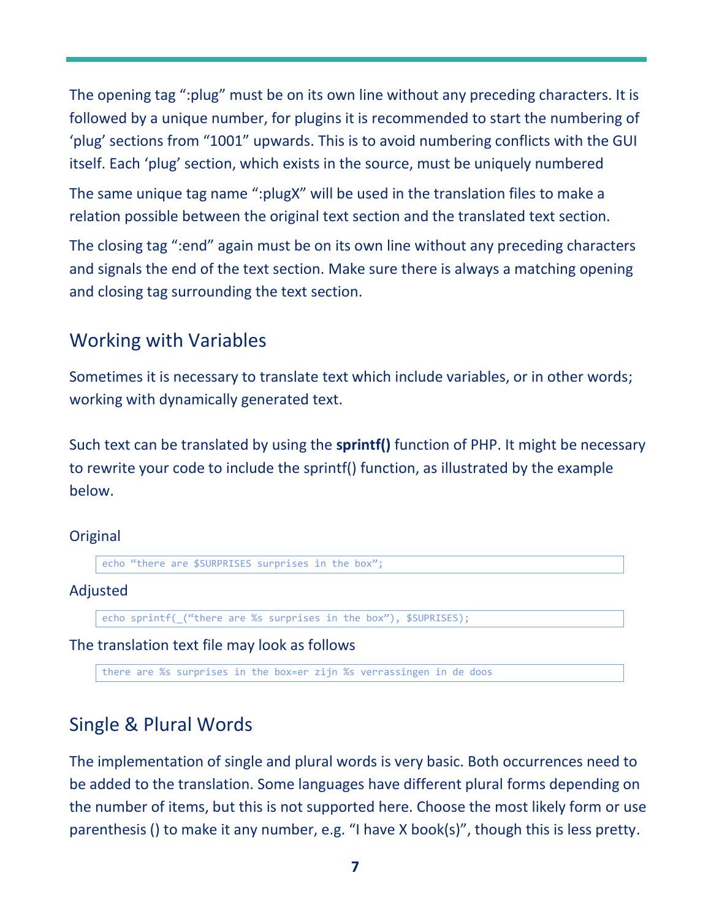The opening tag “:plug” must be on its own line without any preceding characters. It is followed by a unique number, for plugins it is recommended to start the numbering of ‘plug’ sections from “1001” upwards. This is to avoid numbering conflicts with the GUI itself. Each ‘plug’ section, which exists in the source, must be uniquely numbered

The same unique tag name “:plugX” will be used in the translation files to make a relation possible between the original text section and the translated text section.

The closing tag “:end” again must be on its own line without any preceding characters and signals the end of the text section. Make sure there is always a matching opening and closing tag surrounding the text section.

## Working with Variables

Sometimes it is necessary to translate text which include variables, or in other words; working with dynamically generated text.

Such text can be translated by using the **sprintf()** function of PHP. It might be necessary to rewrite your code to include the sprintf() function, as illustrated by the example below.

Original

```
echo “there are $SURPRISES surprises in the box”;
```

Adjusted

```
echo sprintf(_(“there are %s surprises in the box”), $SUPRISES);
```

The translation text file may look as follows

```
there are %s surprises in the box=er zijn %s verrassingen in de doos
```

## Single & Plural Words

The implementation of single and plural words is very basic. Both occurrences need to be added to the translation. Some languages have different plural forms depending on the number of items, but this is not supported here. Choose the most likely form or use parenthesis () to make it any number, e.g. “I have X book(s)”, though this is less pretty.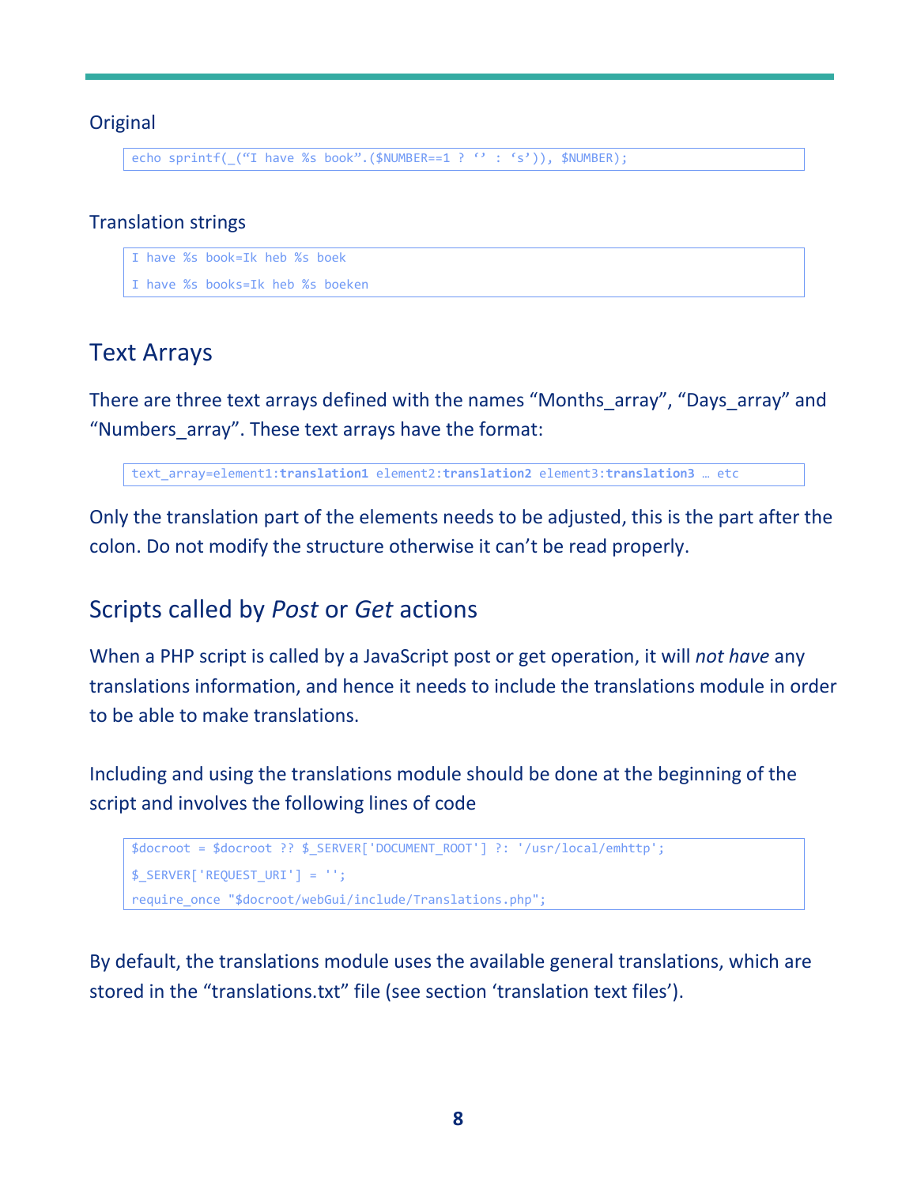Original

```
echo sprintf(_("I have %s book".($NUMBER==1 ? '' : 's')), $NUMBER);
```

Translation strings

```
I have %s book=Ik heb %s boek
I have %s books=Ik heb %s boeken
```

## Text Arrays

There are three text arrays defined with the names "Months_array", "Days_array" and "Numbers_array". These text arrays have the format:

```
text_array=element1:translation1 element2:translation2 element3:translation3 … etc
```

Only the translation part of the elements needs to be adjusted, this is the part after the colon. Do not modify the structure otherwise it can't be read properly.

## Scripts called by *Post* or *Get* actions

When a PHP script is called by a JavaScript post or get operation, it will *not have* any translations information, and hence it needs to include the translations module in order to be able to make translations.

Including and using the translations module should be done at the beginning of the script and involves the following lines of code

```
$docroot = $docroot ?? $_SERVER['DOCUMENT_ROOT'] ?: '/usr/local/emhttp';
$_SERVER['REQUEST_URI'] = '';
require_once "$docroot/webGui/include/Translations.php";
```

By default, the translations module uses the available general translations, which are stored in the "translations.txt" file (see section 'translation text files').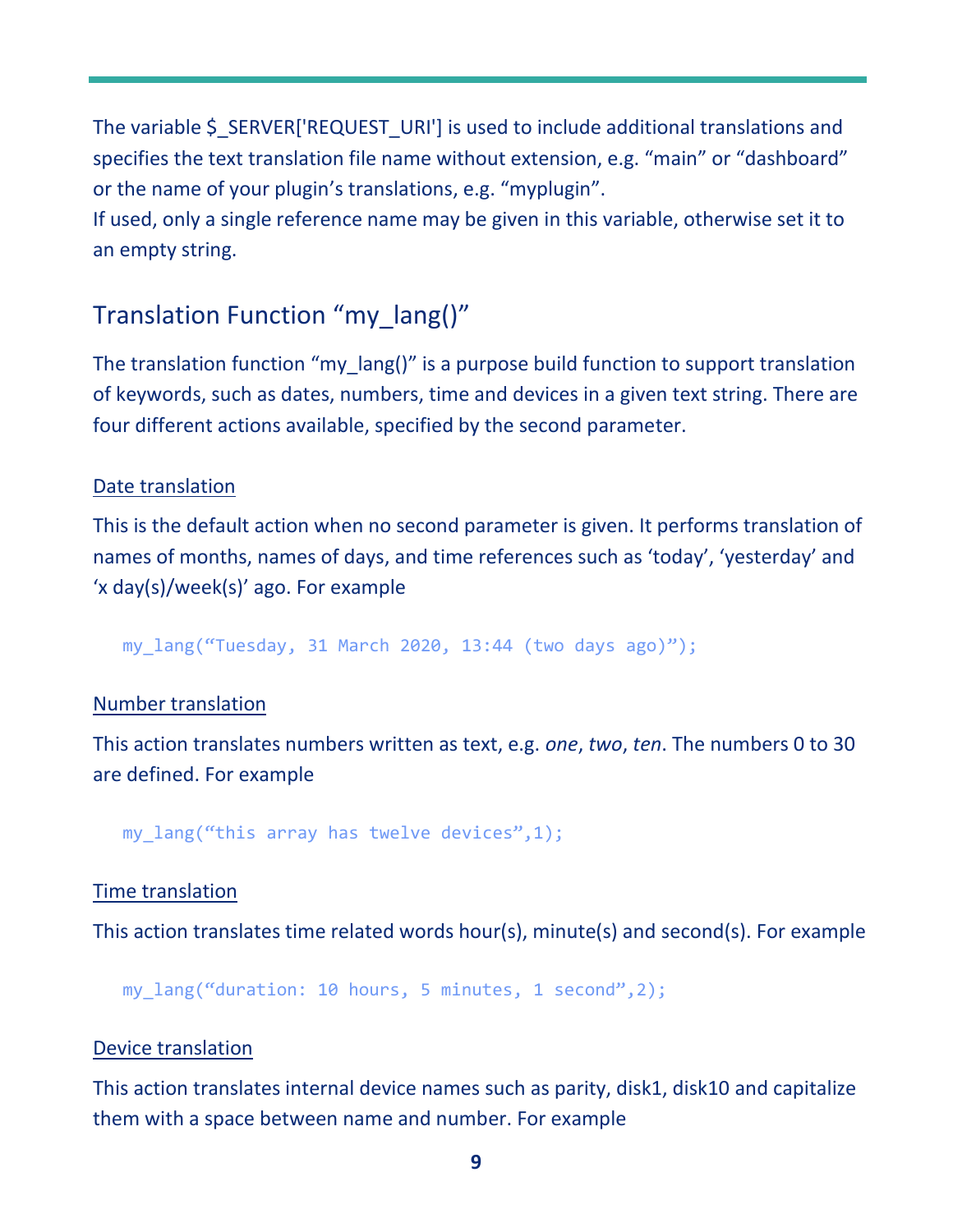The variable $_SERVER['REQUEST_URI'] is used to include additional translations and specifies the text translation file name without extension, e.g. "main" or "dashboard" or the name of your plugin's translations, e.g. "myplugin".
If used, only a single reference name may be given in this variable, otherwise set it to an empty string.

## Translation Function "my_lang()"

The translation function "my_lang()" is a purpose build function to support translation of keywords, such as dates, numbers, time and devices in a given text string. There are four different actions available, specified by the second parameter.

### Date translation

This is the default action when no second parameter is given. It performs translation of names of months, names of days, and time references such as 'today', 'yesterday' and 'x day(s)/week(s)' ago. For example

```
my_lang("Tuesday, 31 March 2020, 13:44 (two days ago)");
```

### Number translation

This action translates numbers written as text, e.g. *one*, *two*, *ten*. The numbers 0 to 30 are defined. For example

```
my_lang("this array has twelve devices",1);
```

### Time translation

This action translates time related words hour(s), minute(s) and second(s). For example

```
my_lang("duration: 10 hours, 5 minutes, 1 second",2);
```

### Device translation

This action translates internal device names such as parity, disk1, disk10 and capitalize them with a space between name and number. For example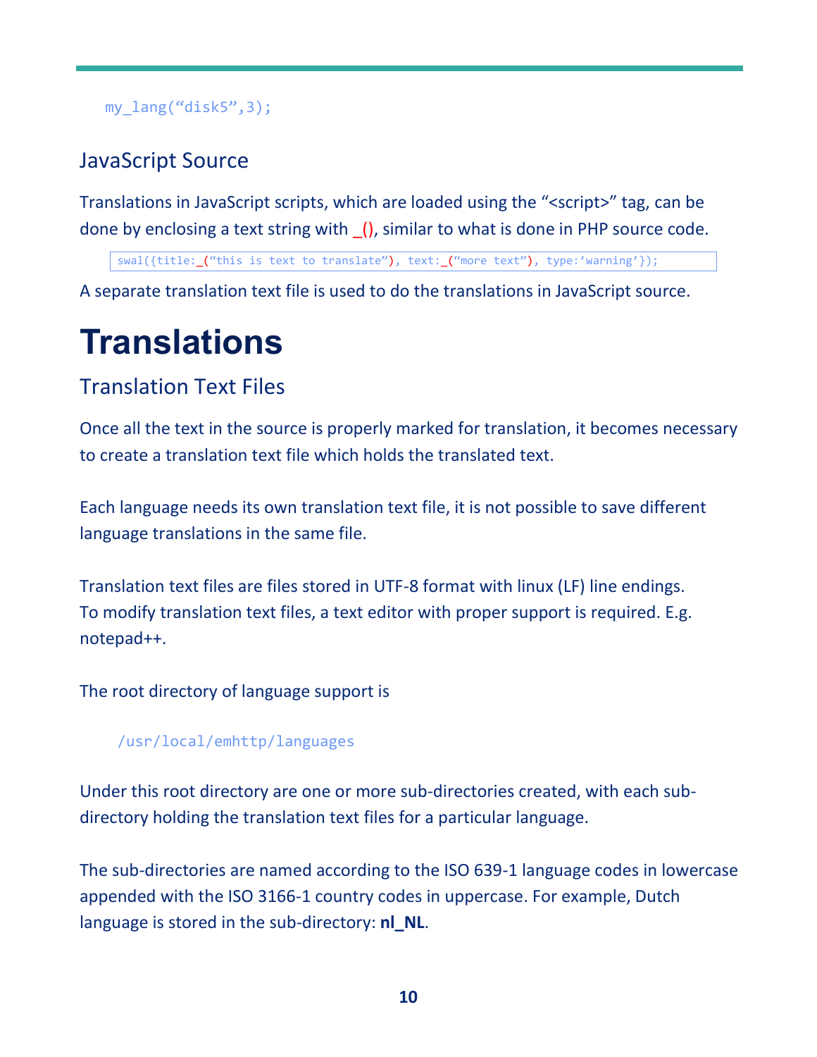```
my_lang("disk5",3);
```

## JavaScript Source

Translations in JavaScript scripts, which are loaded using the "<script>" tag, can be done by enclosing a text string with _(), similar to what is done in PHP source code.

```
swal({title:_("this is text to translate"), text:_("more text"), type:'warning'});
```

A separate translation text file is used to do the translations in JavaScript source.

# Translations

## Translation Text Files

Once all the text in the source is properly marked for translation, it becomes necessary to create a translation text file which holds the translated text.

Each language needs its own translation text file, it is not possible to save different language translations in the same file.

Translation text files are files stored in UTF-8 format with linux (LF) line endings. To modify translation text files, a text editor with proper support is required. E.g. notepad++.

The root directory of language support is

```
/usr/local/emhttp/languages
```

Under this root directory are one or more sub-directories created, with each sub-directory holding the translation text files for a particular language.

The sub-directories are named according to the ISO 639-1 language codes in lowercase appended with the ISO 3166-1 country codes in uppercase. For example, Dutch language is stored in the sub-directory: **nl_NL**.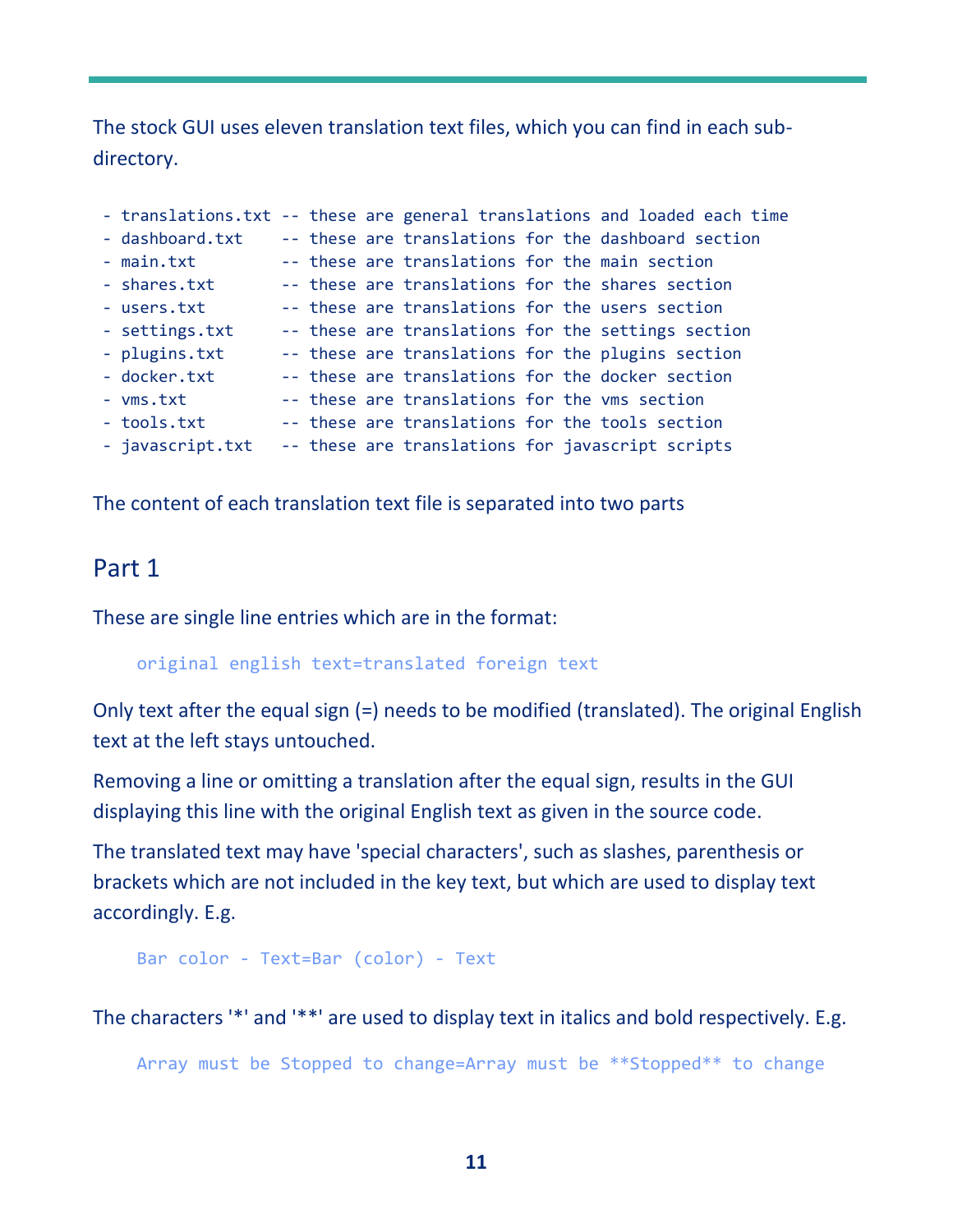The stock GUI uses eleven translation text files, which you can find in each sub-directory.

```
 - translations.txt -- these are general translations and loaded each time
 - dashboard.txt    -- these are translations for the dashboard section
 - main.txt         -- these are translations for the main section
 - shares.txt       -- these are translations for the shares section
 - users.txt        -- these are translations for the users section
 - settings.txt     -- these are translations for the settings section
 - plugins.txt      -- these are translations for the plugins section
 - docker.txt       -- these are translations for the docker section
 - vms.txt          -- these are translations for the vms section
 - tools.txt        -- these are translations for the tools section
 - javascript.txt   -- these are translations for javascript scripts
```

The content of each translation text file is separated into two parts

## Part 1

These are single line entries which are in the format:

```
original english text=translated foreign text
```

Only text after the equal sign (=) needs to be modified (translated). The original English text at the left stays untouched.

Removing a line or omitting a translation after the equal sign, results in the GUI displaying this line with the original English text as given in the source code.

The translated text may have 'special characters', such as slashes, parenthesis or brackets which are not included in the key text, but which are used to display text accordingly. E.g.

```
Bar color - Text=Bar (color) - Text
```

The characters '*' and '**' are used to display text in italics and bold respectively. E.g.

```
Array must be Stopped to change=Array must be **Stopped** to change
```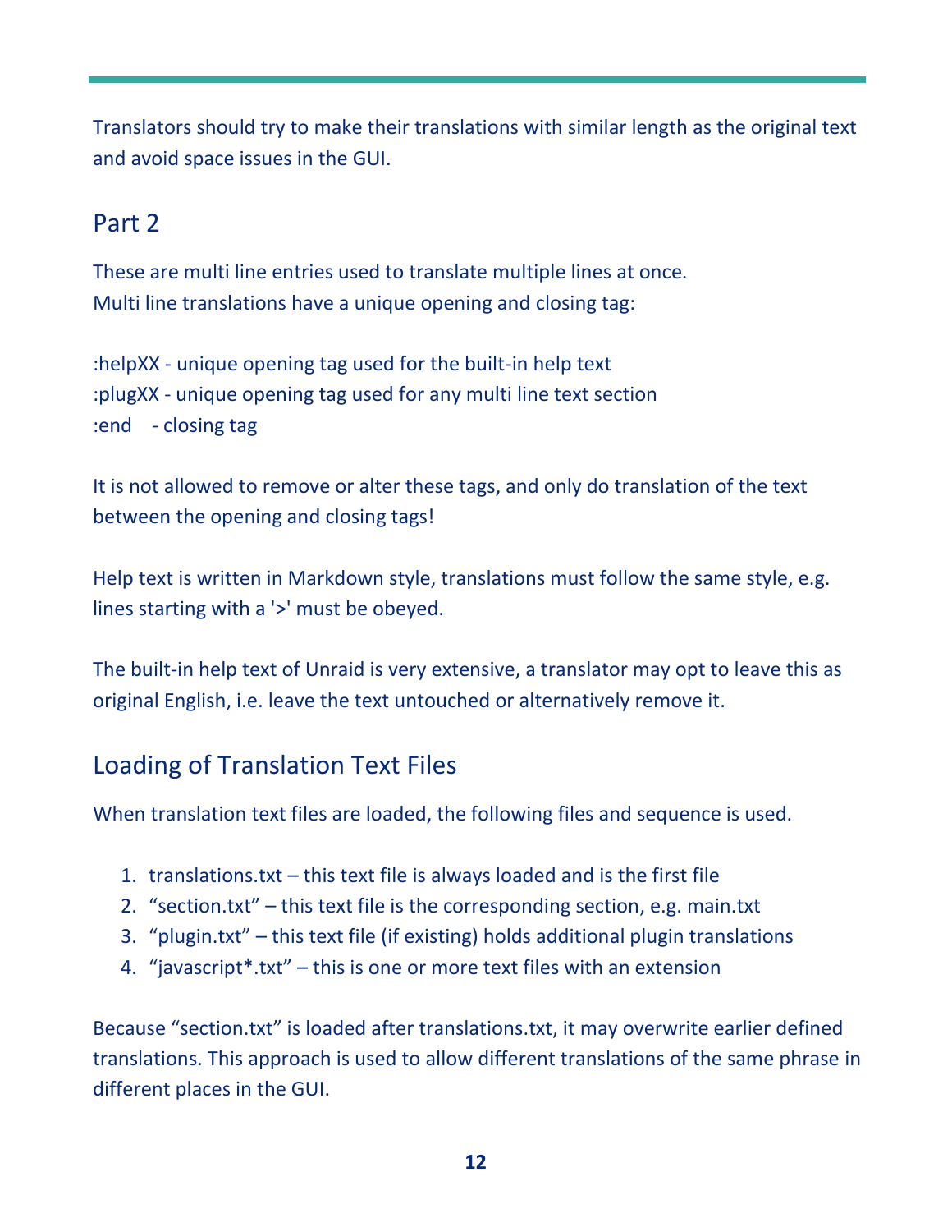Translators should try to make their translations with similar length as the original text and avoid space issues in the GUI.

## Part 2

These are multi line entries used to translate multiple lines at once.
Multi line translations have a unique opening and closing tag:

:helpXX - unique opening tag used for the built-in help text
:plugXX - unique opening tag used for any multi line text section
:end    - closing tag

It is not allowed to remove or alter these tags, and only do translation of the text between the opening and closing tags!

Help text is written in Markdown style, translations must follow the same style, e.g. lines starting with a '>' must be obeyed.

The built-in help text of Unraid is very extensive, a translator may opt to leave this as original English, i.e. leave the text untouched or alternatively remove it.

## Loading of Translation Text Files

When translation text files are loaded, the following files and sequence is used.

1. translations.txt – this text file is always loaded and is the first file
2. “section.txt” – this text file is the corresponding section, e.g. main.txt
3. “plugin.txt” – this text file (if existing) holds additional plugin translations
4. “javascript*.txt” – this is one or more text files with an extension

Because “section.txt” is loaded after translations.txt, it may overwrite earlier defined translations. This approach is used to allow different translations of the same phrase in different places in the GUI.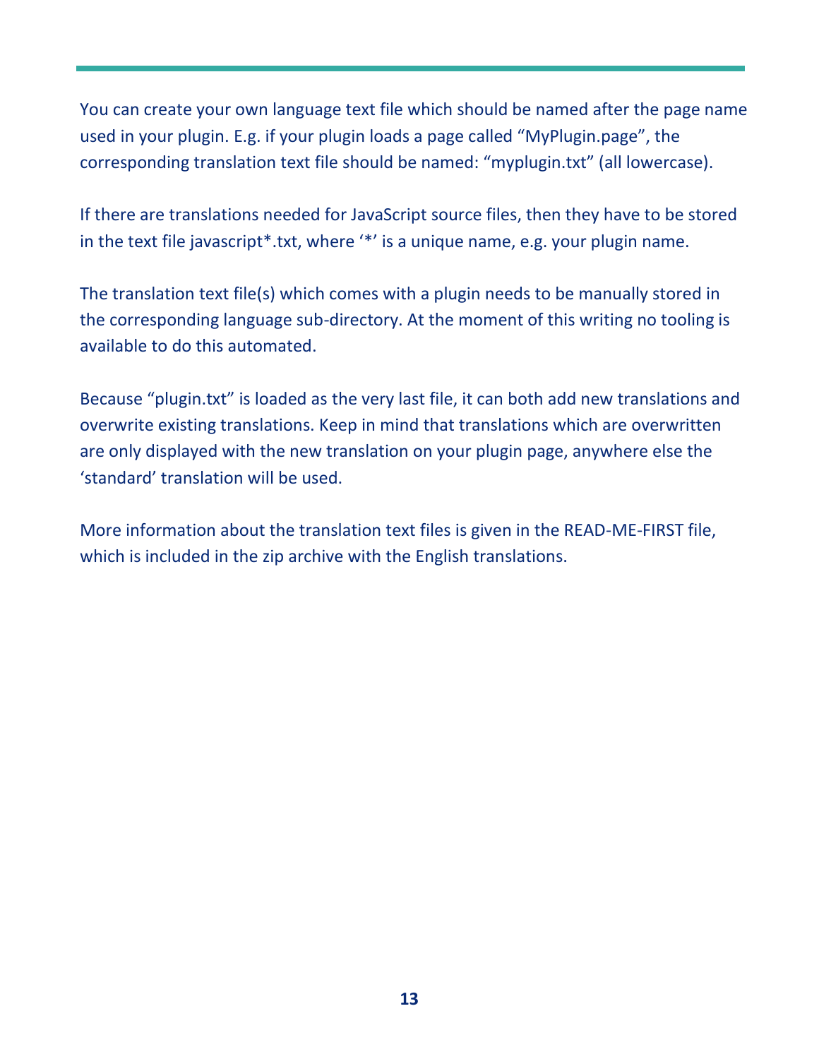You can create your own language text file which should be named after the page name used in your plugin. E.g. if your plugin loads a page called “MyPlugin.page”, the corresponding translation text file should be named: “myplugin.txt” (all lowercase).

If there are translations needed for JavaScript source files, then they have to be stored in the text file javascript*.txt, where ‘*’ is a unique name, e.g. your plugin name.

The translation text file(s) which comes with a plugin needs to be manually stored in the corresponding language sub-directory. At the moment of this writing no tooling is available to do this automated.

Because “plugin.txt” is loaded as the very last file, it can both add new translations and overwrite existing translations. Keep in mind that translations which are overwritten are only displayed with the new translation on your plugin page, anywhere else the ‘standard’ translation will be used.

More information about the translation text files is given in the READ-ME-FIRST file, which is included in the zip archive with the English translations.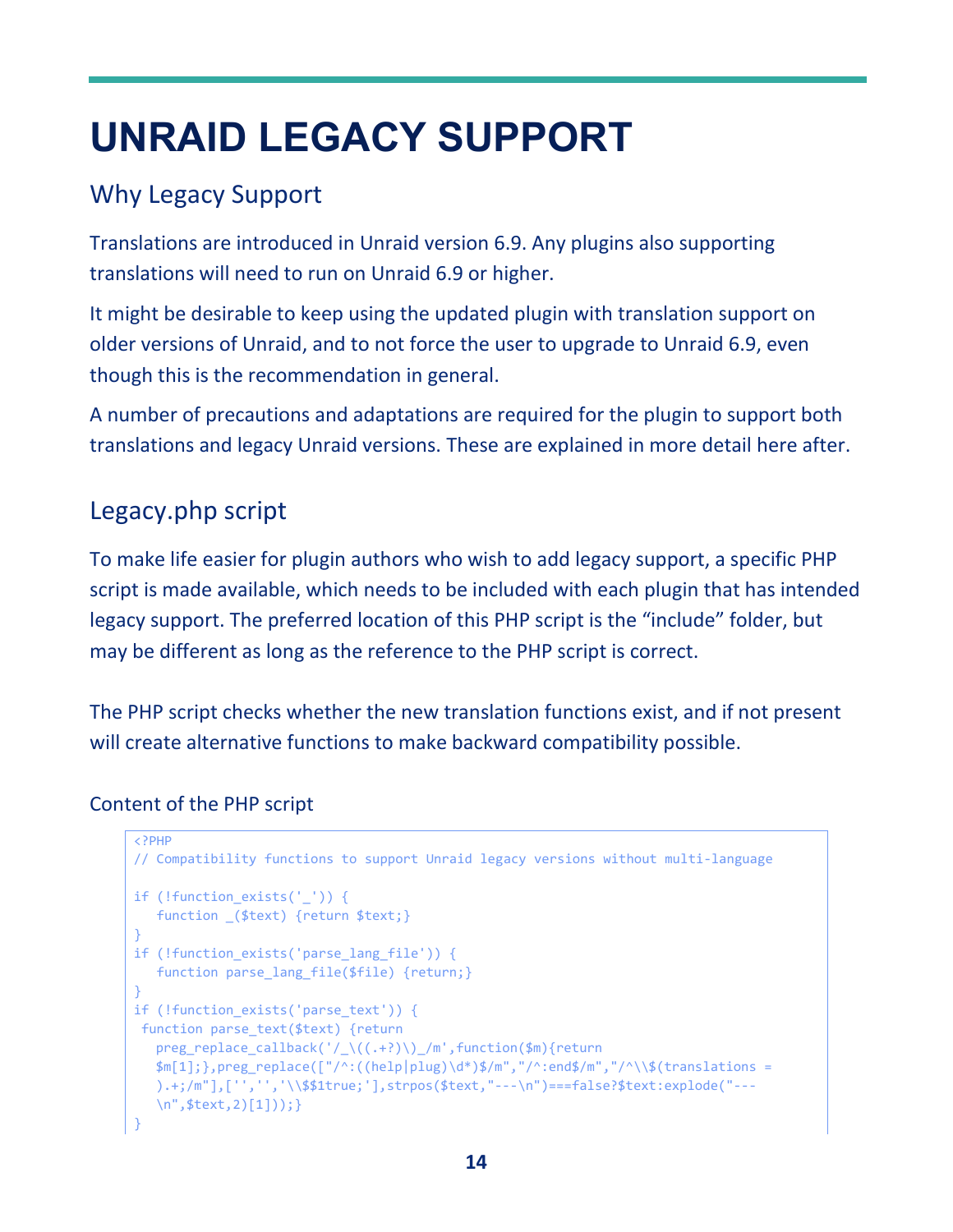# UNRAID LEGACY SUPPORT

## Why Legacy Support

Translations are introduced in Unraid version 6.9. Any plugins also supporting translations will need to run on Unraid 6.9 or higher.

It might be desirable to keep using the updated plugin with translation support on older versions of Unraid, and to not force the user to upgrade to Unraid 6.9, even though this is the recommendation in general.

A number of precautions and adaptations are required for the plugin to support both translations and legacy Unraid versions. These are explained in more detail here after.

## Legacy.php script

To make life easier for plugin authors who wish to add legacy support, a specific PHP script is made available, which needs to be included with each plugin that has intended legacy support. The preferred location of this PHP script is the “include” folder, but may be different as long as the reference to the PHP script is correct.

The PHP script checks whether the new translation functions exist, and if not present will create alternative functions to make backward compatibility possible.

### Content of the PHP script

```
<?PHP
// Compatibility functions to support Unraid legacy versions without multi-language

if (!function_exists('_')) {
   function _($text) {return $text;}
}
if (!function_exists('parse_lang_file')) {
   function parse_lang_file($file) {return;}
}
if (!function_exists('parse_text')) {
 function parse_text($text) {return
   preg_replace_callback('/_\((.+?)\)_/m',function($m){return
   $m[1];},preg_replace(["/^:((help|plug)\d*)$/m","/^:end$/m","/^\\$(translations =
   ).+;/m"],['','','\\$$1true;'],strpos($text,"---\n")===false?$text:explode("---
   \n",$text,2)[1]));}
}
```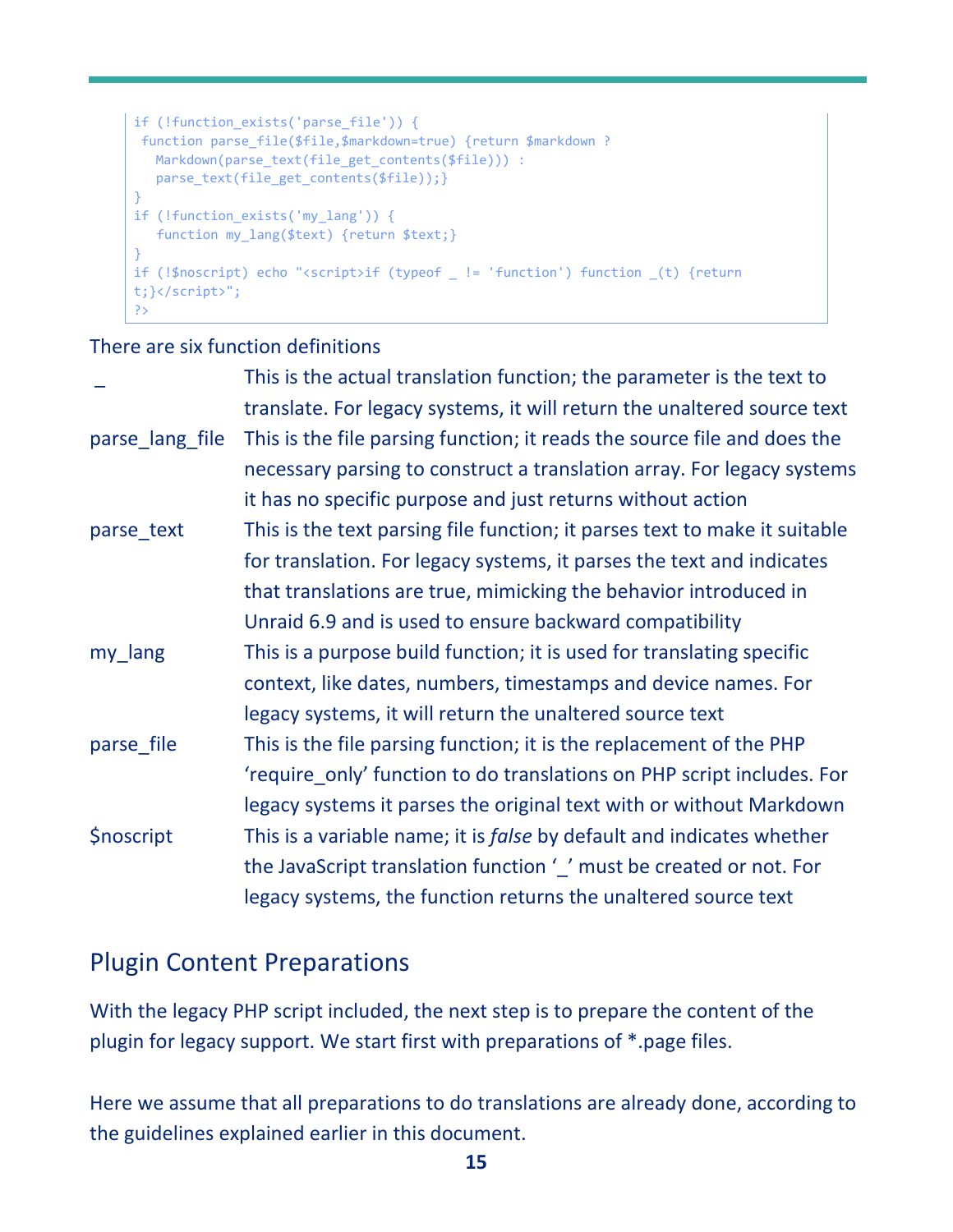```
if (!function_exists('parse_file')) {
 function parse_file($file,$markdown=true) {return $markdown ?
   Markdown(parse_text(file_get_contents($file))) :
   parse_text(file_get_contents($file));}
}
if (!function_exists('my_lang')) {
   function my_lang($text) {return $text;}
}
if (!$noscript) echo "<script>if (typeof _ != 'function') function _(t) {return
t;}</script>";
?>
```

There are six function definitions

| | |
|---|---|
| _ | This is the actual translation function; the parameter is the text to translate. For legacy systems, it will return the unaltered source text |
| parse_lang_file | This is the file parsing function; it reads the source file and does the necessary parsing to construct a translation array. For legacy systems it has no specific purpose and just returns without action |
| parse_text | This is the text parsing file function; it parses text to make it suitable for translation. For legacy systems, it parses the text and indicates that translations are true, mimicking the behavior introduced in Unraid 6.9 and is used to ensure backward compatibility |
| my_lang | This is a purpose build function; it is used for translating specific context, like dates, numbers, timestamps and device names. For legacy systems, it will return the unaltered source text |
| parse_file | This is the file parsing function; it is the replacement of the PHP 'require_only' function to do translations on PHP script includes. For legacy systems it parses the original text with or without Markdown |
| $noscript | This is a variable name; it is *false* by default and indicates whether the JavaScript translation function '_' must be created or not. For legacy systems, the function returns the unaltered source text |

## Plugin Content Preparations

With the legacy PHP script included, the next step is to prepare the content of the plugin for legacy support. We start first with preparations of *.page files.

Here we assume that all preparations to do translations are already done, according to the guidelines explained earlier in this document.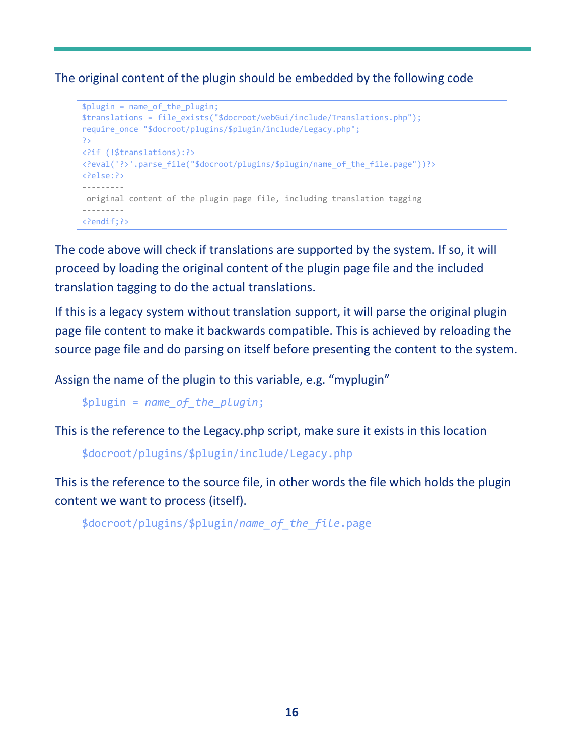The original content of the plugin should be embedded by the following code

```
$plugin = name_of_the_plugin;
$translations = file_exists("$docroot/webGui/include/Translations.php");
require_once "$docroot/plugins/$plugin/include/Legacy.php";
?>
<?if (!$translations):?>
<?eval('?>'.parse_file("$docroot/plugins/$plugin/name_of_the_file.page"))?>
<?else:?>
---------
 original content of the plugin page file, including translation tagging
---------
<?endif;?>
```

The code above will check if translations are supported by the system. If so, it will proceed by loading the original content of the plugin page file and the included translation tagging to do the actual translations.

If this is a legacy system without translation support, it will parse the original plugin page file content to make it backwards compatible. This is achieved by reloading the source page file and do parsing on itself before presenting the content to the system.

Assign the name of the plugin to this variable, e.g. "myplugin"

```
$plugin = name_of_the_plugin;
```

This is the reference to the Legacy.php script, make sure it exists in this location

```
$docroot/plugins/$plugin/include/Legacy.php
```

This is the reference to the source file, in other words the file which holds the plugin content we want to process (itself).

```
$docroot/plugins/$plugin/name_of_the_file.page
```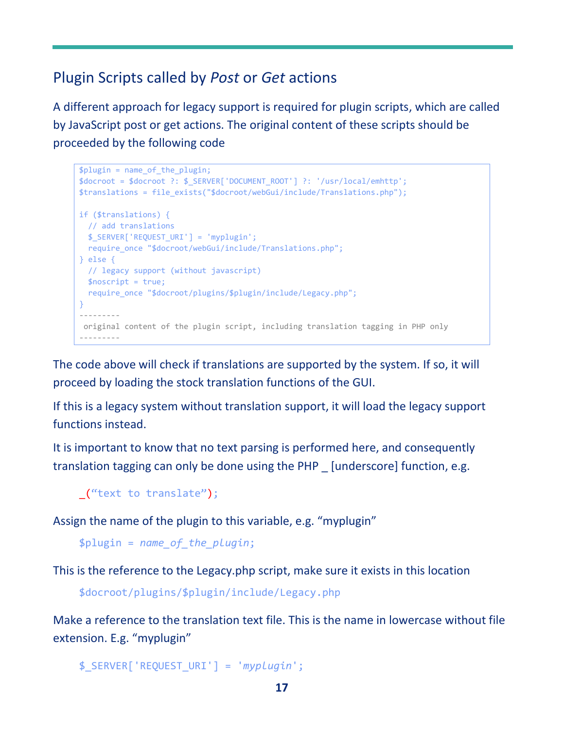## Plugin Scripts called by *Post* or *Get* actions

A different approach for legacy support is required for plugin scripts, which are called by JavaScript post or get actions. The original content of these scripts should be proceeded by the following code

```
$plugin = name_of_the_plugin;
$docroot = $docroot ?: $_SERVER['DOCUMENT_ROOT'] ?: '/usr/local/emhttp';
$translations = file_exists("$docroot/webGui/include/Translations.php");

if ($translations) {
  // add translations
  $_SERVER['REQUEST_URI'] = 'myplugin';
  require_once "$docroot/webGui/include/Translations.php";
} else {
  // legacy support (without javascript)
  $noscript = true;
  require_once "$docroot/plugins/$plugin/include/Legacy.php";
}
---------
 original content of the plugin script, including translation tagging in PHP only
---------
```

The code above will check if translations are supported by the system. If so, it will proceed by loading the stock translation functions of the GUI.

If this is a legacy system without translation support, it will load the legacy support functions instead.

It is important to know that no text parsing is performed here, and consequently translation tagging can only be done using the PHP _ [underscore] function, e.g.

```
_("text to translate");
```

Assign the name of the plugin to this variable, e.g. "myplugin"

```
$plugin = name_of_the_plugin;
```

This is the reference to the Legacy.php script, make sure it exists in this location

```
$docroot/plugins/$plugin/include/Legacy.php
```

Make a reference to the translation text file. This is the name in lowercase without file extension. E.g. "myplugin"

```
$_SERVER['REQUEST_URI'] = 'myplugin';
```